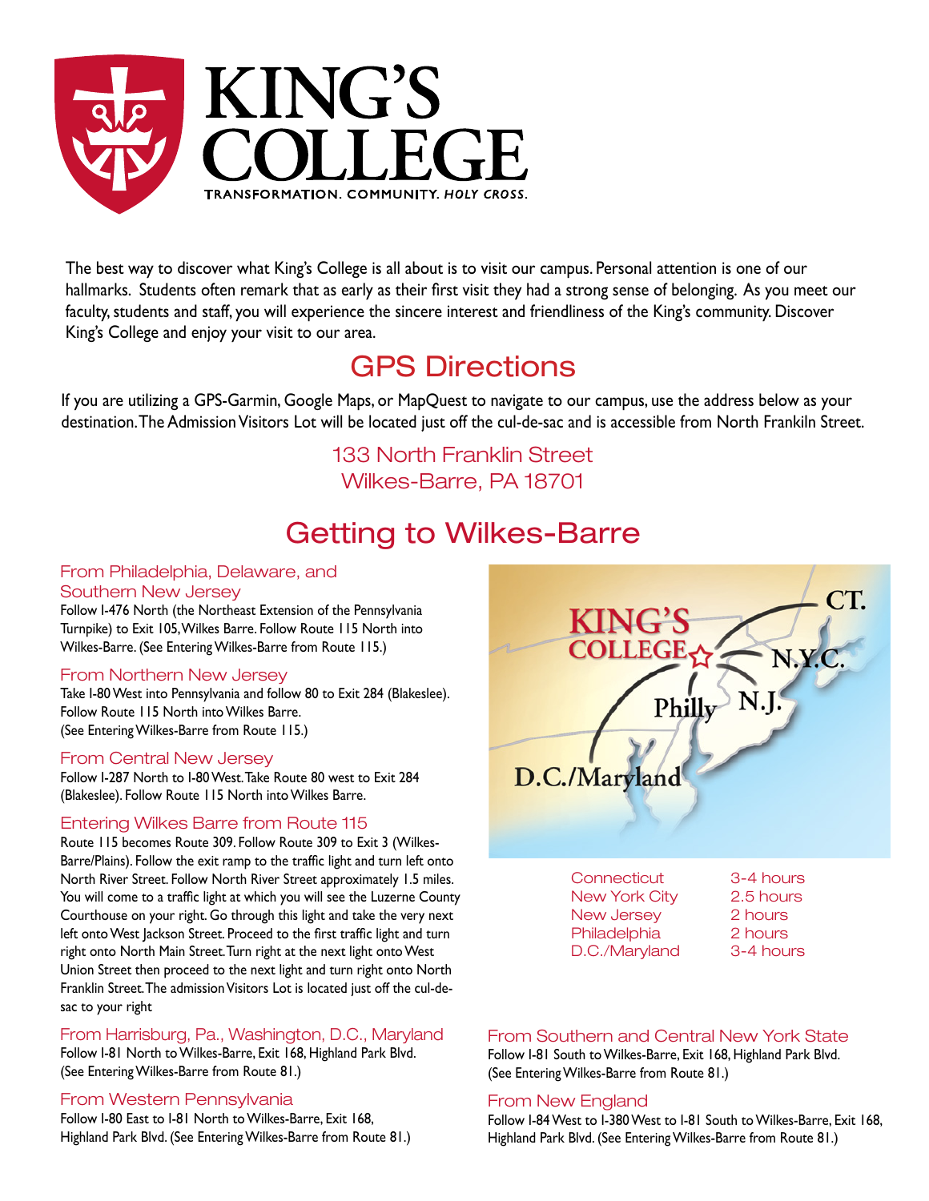# KING'S COLLEGE

TRANSFORMATION. COMMUNITY. *HOLY CROSS.*

The best way to discover what King's College is all about is to visit our campus. Personal attention is one of our hallmarks. Students often remark that as early as their first visit they had a strong sense of belonging. As you meet our faculty, students and staff, you will experience the sincere interest and friendliness of the King's community. Discover King's College and enjoy your visit to our area.

## GPS Directions

If you are utilizing a GPS-Garmin, Google Maps, or MapQuest to navigate to our campus, use the address below as your destination. The Admission Visitors Lot will be located just off the cul-de-sac and is accessible from North Frankiln Street.

133 North Franklin Street
Wilkes-Barre, PA 18701

## Getting to Wilkes-Barre

### From Philadelphia, Delaware, and Southern New Jersey

Follow I-476 North (the Northeast Extension of the Pennsylvania Turnpike) to Exit 105, Wilkes Barre. Follow Route 115 North into Wilkes-Barre. (See Entering Wilkes-Barre from Route 115.)

### From Northern New Jersey

Take I-80 West into Pennsylvania and follow 80 to Exit 284 (Blakeslee). Follow Route 115 North into Wilkes Barre. (See Entering Wilkes-Barre from Route 115.)

### From Central New Jersey

Follow I-287 North to I-80 West. Take Route 80 west to Exit 284 (Blakeslee). Follow Route 115 North into Wilkes Barre.

### Entering Wilkes Barre from Route 115

Route 115 becomes Route 309. Follow Route 309 to Exit 3 (Wilkes-Barre/Plains). Follow the exit ramp to the traffic light and turn left onto North River Street. Follow North River Street approximately 1.5 miles. You will come to a traffic light at which you will see the Luzerne County Courthouse on your right. Go through this light and take the very next left onto West Jackson Street. Proceed to the first traffic light and turn right onto North Main Street. Turn right at the next light onto West Union Street then proceed to the next light and turn right onto North Franklin Street. The admission Visitors Lot is located just off the cul-de-sac to your right

### From Harrisburg, Pa., Washington, D.C., Maryland

Follow I-81 North to Wilkes-Barre, Exit 168, Highland Park Blvd. (See Entering Wilkes-Barre from Route 81.)

### From Western Pennsylvania

Follow I-80 East to I-81 North to Wilkes-Barre, Exit 168, Highland Park Blvd. (See Entering Wilkes-Barre from Route 81.)

| | |
|---|---|
| Connecticut | 3-4 hours |
| New York City | 2.5 hours |
| New Jersey | 2 hours |
| Philadelphia | 2 hours |
| D.C./Maryland | 3-4 hours |

### From Southern and Central New York State

Follow I-81 South to Wilkes-Barre, Exit 168, Highland Park Blvd. (See Entering Wilkes-Barre from Route 81.)

### From New England

Follow I-84 West to I-380 West to I-81 South to Wilkes-Barre, Exit 168, Highland Park Blvd. (See Entering Wilkes-Barre from Route 81.)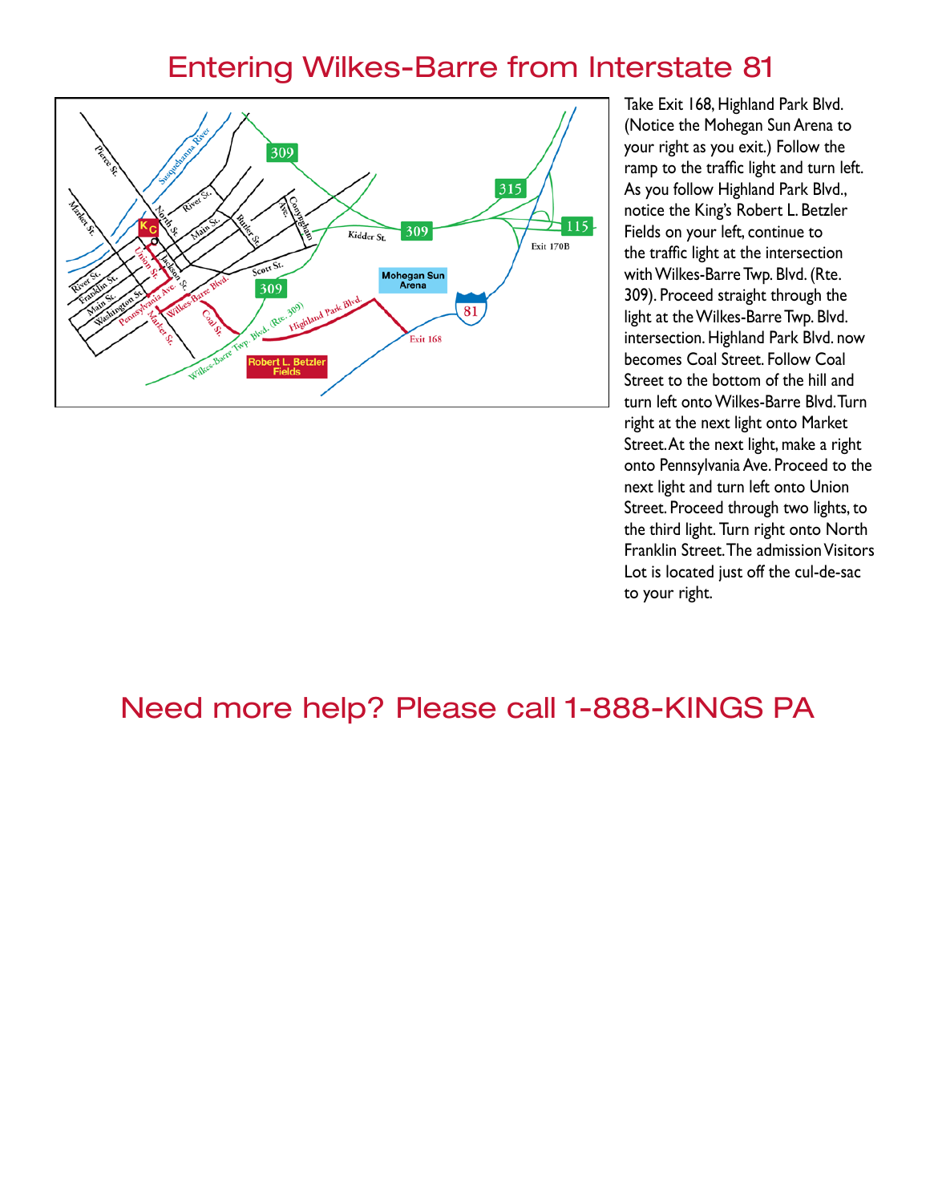# Entering Wilkes-Barre from Interstate 81

Take Exit 168, Highland Park Blvd. (Notice the Mohegan Sun Arena to your right as you exit.) Follow the ramp to the traffic light and turn left. As you follow Highland Park Blvd., notice the King's Robert L. Betzler Fields on your left, continue to the traffic light at the intersection with Wilkes-Barre Twp. Blvd. (Rte. 309). Proceed straight through the light at the Wilkes-Barre Twp. Blvd. intersection. Highland Park Blvd. now becomes Coal Street. Follow Coal Street to the bottom of the hill and turn left onto Wilkes-Barre Blvd. Turn right at the next light onto Market Street. At the next light, make a right onto Pennsylvania Ave. Proceed to the next light and turn left onto Union Street. Proceed through two lights, to the third light. Turn right onto North Franklin Street. The admission Visitors Lot is located just off the cul-de-sac to your right.

## Need more help? Please call 1-888-KINGS PA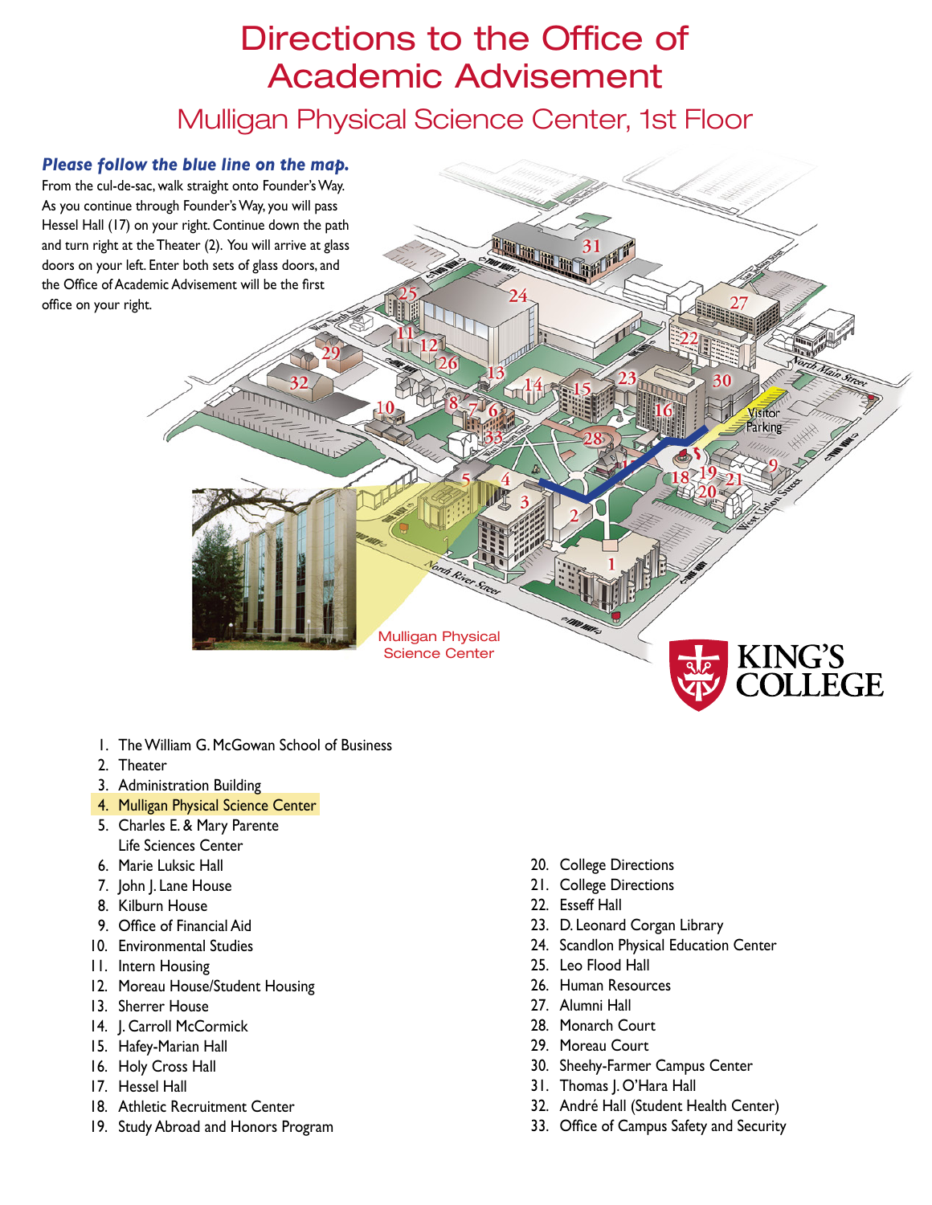# Directions to the Office of Academic Advisement

## Mulligan Physical Science Center, 1st Floor

***Please follow the blue line on the map.***

From the cul-de-sac, walk straight onto Founder's Way. As you continue through Founder's Way, you will pass Hessel Hall (17) on your right. Continue down the path and turn right at the Theater (2). You will arrive at glass doors on your left. Enter both sets of glass doors, and the Office of Academic Advisement will be the first office on your right.

Mulligan Physical Science Center

KING'S COLLEGE

1. The William G. McGowan School of Business
2. Theater
3. Administration Building
4. Mulligan Physical Science Center
5. Charles E. & Mary Parente Life Sciences Center
6. Marie Luksic Hall
7. John J. Lane House
8. Kilburn House
9. Office of Financial Aid
10. Environmental Studies
11. Intern Housing
12. Moreau House/Student Housing
13. Sherrer House
14. J. Carroll McCormick
15. Hafey-Marian Hall
16. Holy Cross Hall
17. Hessel Hall
18. Athletic Recruitment Center
19. Study Abroad and Honors Program
20. College Directions
21. College Directions
22. Esseff Hall
23. D. Leonard Corgan Library
24. Scandlon Physical Education Center
25. Leo Flood Hall
26. Human Resources
27. Alumni Hall
28. Monarch Court
29. Moreau Court
30. Sheehy-Farmer Campus Center
31. Thomas J. O'Hara Hall
32. André Hall (Student Health Center)
33. Office of Campus Safety and Security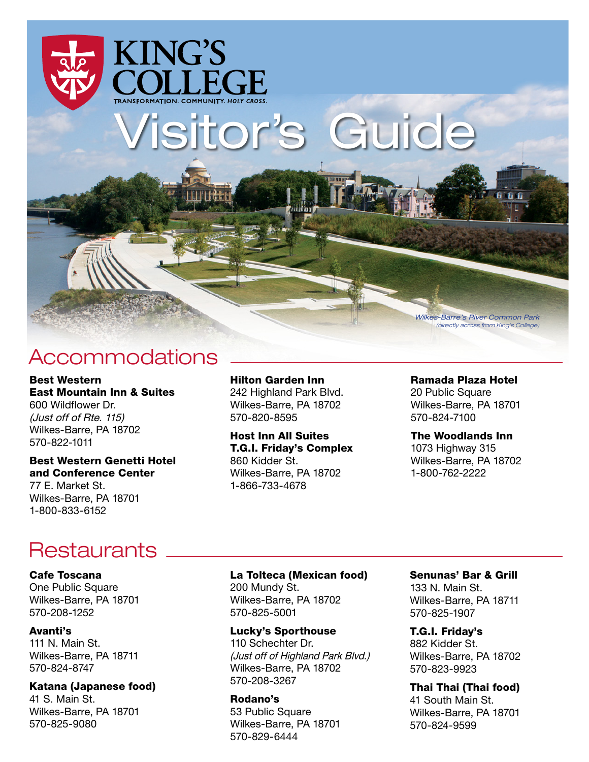# KING'S COLLEGE

TRANSFORMATION. COMMUNITY. *HOLY CROSS.*

# Visitor's Guide

*Wilkes-Barre's River Common Park*
*(directly across from King's College)*

## Accommodations

**Best Western East Mountain Inn & Suites**
600 Wildflower Dr.
*(Just off of Rte. 115)*
Wilkes-Barre, PA 18702
570-822-1011

**Best Western Genetti Hotel and Conference Center**
77 E. Market St.
Wilkes-Barre, PA 18701
1-800-833-6152

**Hilton Garden Inn**
242 Highland Park Blvd.
Wilkes-Barre, PA 18702
570-820-8595

**Host Inn All Suites T.G.I. Friday's Complex**
860 Kidder St.
Wilkes-Barre, PA 18702
1-866-733-4678

**Ramada Plaza Hotel**
20 Public Square
Wilkes-Barre, PA 18701
570-824-7100

**The Woodlands Inn**
1073 Highway 315
Wilkes-Barre, PA 18702
1-800-762-2222

## Restaurants

**Cafe Toscana**
One Public Square
Wilkes-Barre, PA 18701
570-208-1252

**Avanti's**
111 N. Main St.
Wilkes-Barre, PA 18711
570-824-8747

**Katana (Japanese food)**
41 S. Main St.
Wilkes-Barre, PA 18701
570-825-9080

**La Tolteca (Mexican food)**
200 Mundy St.
Wilkes-Barre, PA 18702
570-825-5001

**Lucky's Sporthouse**
110 Schechter Dr.
*(Just off of Highland Park Blvd.)*
Wilkes-Barre, PA 18702
570-208-3267

**Rodano's**
53 Public Square
Wilkes-Barre, PA 18701
570-829-6444

**Senunas' Bar & Grill**
133 N. Main St.
Wilkes-Barre, PA 18711
570-825-1907

**T.G.I. Friday's**
882 Kidder St.
Wilkes-Barre, PA 18702
570-823-9923

**Thai Thai (Thai food)**
41 South Main St.
Wilkes-Barre, PA 18701
570-824-9599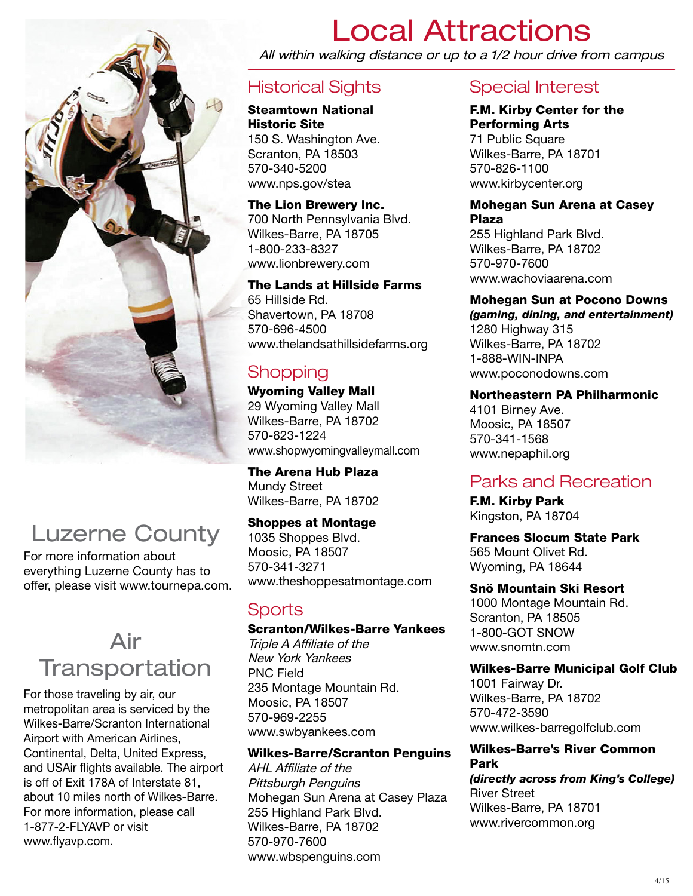# Local Attractions

*All within walking distance or up to a 1/2 hour drive from campus*

## Historical Sights

**Steamtown National Historic Site**
150 S. Washington Ave.
Scranton, PA 18503
570-340-5200
www.nps.gov/stea

**The Lion Brewery Inc.**
700 North Pennsylvania Blvd.
Wilkes-Barre, PA 18705
1-800-233-8327
www.lionbrewery.com

**The Lands at Hillside Farms**
65 Hillside Rd.
Shavertown, PA 18708
570-696-4500
www.thelandsathillsidefarms.org

## Shopping

**Wyoming Valley Mall**
29 Wyoming Valley Mall
Wilkes-Barre, PA 18702
570-823-1224
www.shopwyomingvalleymall.com

**The Arena Hub Plaza**
Mundy Street
Wilkes-Barre, PA 18702

**Shoppes at Montage**
1035 Shoppes Blvd.
Moosic, PA 18507
570-341-3271
www.theshoppesatmontage.com

## Sports

**Scranton/Wilkes-Barre Yankees**
*Triple A Affiliate of the New York Yankees*
PNC Field
235 Montage Mountain Rd.
Moosic, PA 18507
570-969-2255
www.swbyankees.com

**Wilkes-Barre/Scranton Penguins**
*AHL Affiliate of the Pittsburgh Penguins*
Mohegan Sun Arena at Casey Plaza
255 Highland Park Blvd.
Wilkes-Barre, PA 18702
570-970-7600
www.wbspenguins.com

## Special Interest

**F.M. Kirby Center for the Performing Arts**
71 Public Square
Wilkes-Barre, PA 18701
570-826-1100
www.kirbycenter.org

**Mohegan Sun Arena at Casey Plaza**
255 Highland Park Blvd.
Wilkes-Barre, PA 18702
570-970-7600
www.wachoviaarena.com

**Mohegan Sun at Pocono Downs**
***(gaming, dining, and entertainment)***
1280 Highway 315
Wilkes-Barre, PA 18702
1-888-WIN-INPA
www.poconodowns.com

**Northeastern PA Philharmonic**
4101 Birney Ave.
Moosic, PA 18507
570-341-1568
www.nepaphil.org

## Parks and Recreation

**F.M. Kirby Park**
Kingston, PA 18704

**Frances Slocum State Park**
565 Mount Olivet Rd.
Wyoming, PA 18644

**Snö Mountain Ski Resort**
1000 Montage Mountain Rd.
Scranton, PA 18505
1-800-GOT SNOW
www.snomtn.com

**Wilkes-Barre Municipal Golf Club**
1001 Fairway Dr.
Wilkes-Barre, PA 18702
570-472-3590
www.wilkes-barregolfclub.com

**Wilkes-Barre's River Common Park**
***(directly across from King's College)***
River Street
Wilkes-Barre, PA 18701
www.rivercommon.org

## Luzerne County

For more information about everything Luzerne County has to offer, please visit www.tournepa.com.

## Air Transportation

For those traveling by air, our metropolitan area is serviced by the Wilkes-Barre/Scranton International Airport with American Airlines, Continental, Delta, United Express, and USAir flights available. The airport is off of Exit 178A of Interstate 81, about 10 miles north of Wilkes-Barre. For more information, please call 1-877-2-FLYAVP or visit www.flyavp.com.

4/15